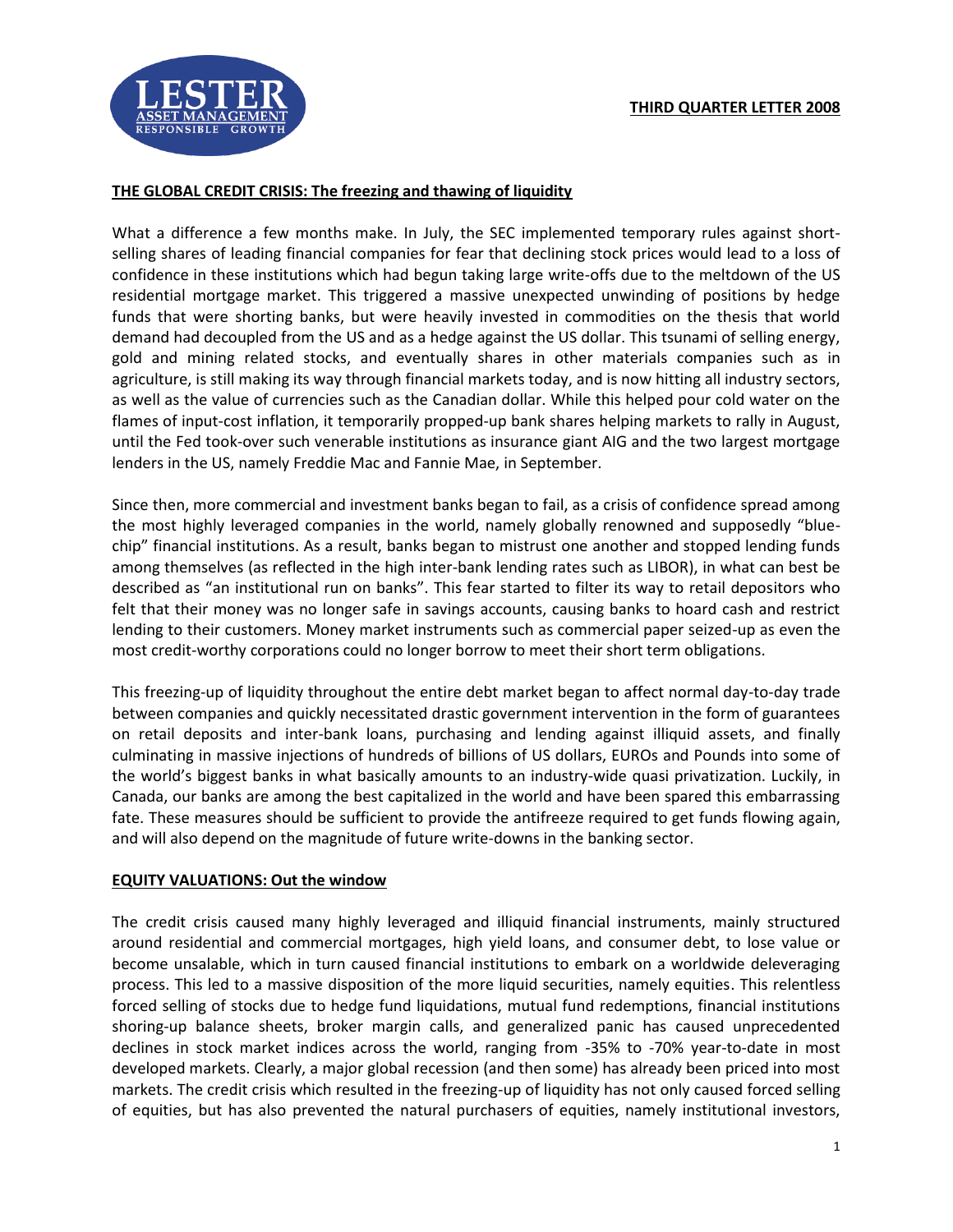**THIRD QUARTER LETTER 2008**

## THE GLOBAL CREDIT CRISIS: The freezing and thawing of liquidity

What a difference a few months make. In July, the SEC implemented temporary rules against short-selling shares of leading financial companies for fear that declining stock prices would lead to a loss of confidence in these institutions which had begun taking large write-offs due to the meltdown of the US residential mortgage market. This triggered a massive unexpected unwinding of positions by hedge funds that were shorting banks, but were heavily invested in commodities on the thesis that world demand had decoupled from the US and as a hedge against the US dollar. This tsunami of selling energy, gold and mining related stocks, and eventually shares in other materials companies such as in agriculture, is still making its way through financial markets today, and is now hitting all industry sectors, as well as the value of currencies such as the Canadian dollar. While this helped pour cold water on the flames of input-cost inflation, it temporarily propped-up bank shares helping markets to rally in August, until the Fed took-over such venerable institutions as insurance giant AIG and the two largest mortgage lenders in the US, namely Freddie Mac and Fannie Mae, in September.

Since then, more commercial and investment banks began to fail, as a crisis of confidence spread among the most highly leveraged companies in the world, namely globally renowned and supposedly "blue-chip" financial institutions. As a result, banks began to mistrust one another and stopped lending funds among themselves (as reflected in the high inter-bank lending rates such as LIBOR), in what can best be described as "an institutional run on banks". This fear started to filter its way to retail depositors who felt that their money was no longer safe in savings accounts, causing banks to hoard cash and restrict lending to their customers. Money market instruments such as commercial paper seized-up as even the most credit-worthy corporations could no longer borrow to meet their short term obligations.

This freezing-up of liquidity throughout the entire debt market began to affect normal day-to-day trade between companies and quickly necessitated drastic government intervention in the form of guarantees on retail deposits and inter-bank loans, purchasing and lending against illiquid assets, and finally culminating in massive injections of hundreds of billions of US dollars, EUROs and Pounds into some of the world's biggest banks in what basically amounts to an industry-wide quasi privatization. Luckily, in Canada, our banks are among the best capitalized in the world and have been spared this embarrassing fate. These measures should be sufficient to provide the antifreeze required to get funds flowing again, and will also depend on the magnitude of future write-downs in the banking sector.

## EQUITY VALUATIONS: Out the window

The credit crisis caused many highly leveraged and illiquid financial instruments, mainly structured around residential and commercial mortgages, high yield loans, and consumer debt, to lose value or become unsalable, which in turn caused financial institutions to embark on a worldwide deleveraging process. This led to a massive disposition of the more liquid securities, namely equities. This relentless forced selling of stocks due to hedge fund liquidations, mutual fund redemptions, financial institutions shoring-up balance sheets, broker margin calls, and generalized panic has caused unprecedented declines in stock market indices across the world, ranging from -35% to -70% year-to-date in most developed markets. Clearly, a major global recession (and then some) has already been priced into most markets. The credit crisis which resulted in the freezing-up of liquidity has not only caused forced selling of equities, but has also prevented the natural purchasers of equities, namely institutional investors,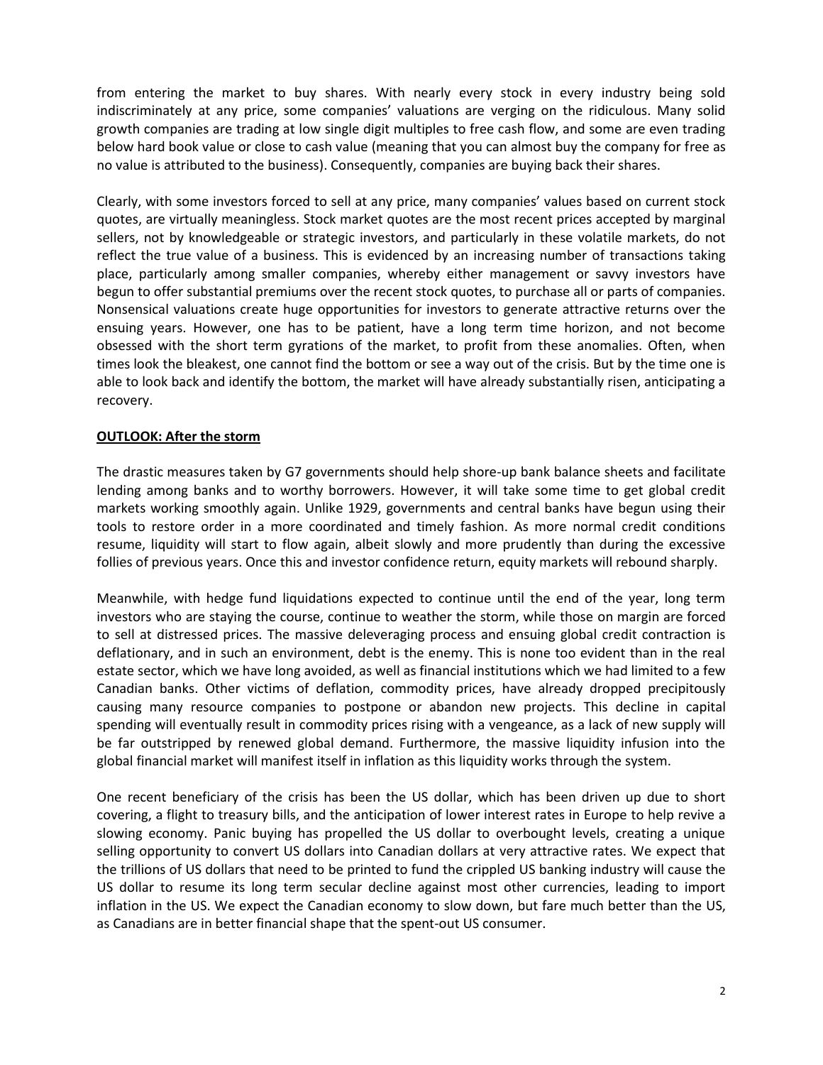from entering the market to buy shares. With nearly every stock in every industry being sold indiscriminately at any price, some companies' valuations are verging on the ridiculous. Many solid growth companies are trading at low single digit multiples to free cash flow, and some are even trading below hard book value or close to cash value (meaning that you can almost buy the company for free as no value is attributed to the business). Consequently, companies are buying back their shares.

Clearly, with some investors forced to sell at any price, many companies' values based on current stock quotes, are virtually meaningless. Stock market quotes are the most recent prices accepted by marginal sellers, not by knowledgeable or strategic investors, and particularly in these volatile markets, do not reflect the true value of a business. This is evidenced by an increasing number of transactions taking place, particularly among smaller companies, whereby either management or savvy investors have begun to offer substantial premiums over the recent stock quotes, to purchase all or parts of companies. Nonsensical valuations create huge opportunities for investors to generate attractive returns over the ensuing years. However, one has to be patient, have a long term time horizon, and not become obsessed with the short term gyrations of the market, to profit from these anomalies. Often, when times look the bleakest, one cannot find the bottom or see a way out of the crisis. But by the time one is able to look back and identify the bottom, the market will have already substantially risen, anticipating a recovery.

**OUTLOOK: After the storm**

The drastic measures taken by G7 governments should help shore-up bank balance sheets and facilitate lending among banks and to worthy borrowers. However, it will take some time to get global credit markets working smoothly again. Unlike 1929, governments and central banks have begun using their tools to restore order in a more coordinated and timely fashion. As more normal credit conditions resume, liquidity will start to flow again, albeit slowly and more prudently than during the excessive follies of previous years. Once this and investor confidence return, equity markets will rebound sharply.

Meanwhile, with hedge fund liquidations expected to continue until the end of the year, long term investors who are staying the course, continue to weather the storm, while those on margin are forced to sell at distressed prices. The massive deleveraging process and ensuing global credit contraction is deflationary, and in such an environment, debt is the enemy. This is none too evident than in the real estate sector, which we have long avoided, as well as financial institutions which we had limited to a few Canadian banks. Other victims of deflation, commodity prices, have already dropped precipitously causing many resource companies to postpone or abandon new projects. This decline in capital spending will eventually result in commodity prices rising with a vengeance, as a lack of new supply will be far outstripped by renewed global demand. Furthermore, the massive liquidity infusion into the global financial market will manifest itself in inflation as this liquidity works through the system.

One recent beneficiary of the crisis has been the US dollar, which has been driven up due to short covering, a flight to treasury bills, and the anticipation of lower interest rates in Europe to help revive a slowing economy. Panic buying has propelled the US dollar to overbought levels, creating a unique selling opportunity to convert US dollars into Canadian dollars at very attractive rates. We expect that the trillions of US dollars that need to be printed to fund the crippled US banking industry will cause the US dollar to resume its long term secular decline against most other currencies, leading to import inflation in the US. We expect the Canadian economy to slow down, but fare much better than the US, as Canadians are in better financial shape that the spent-out US consumer.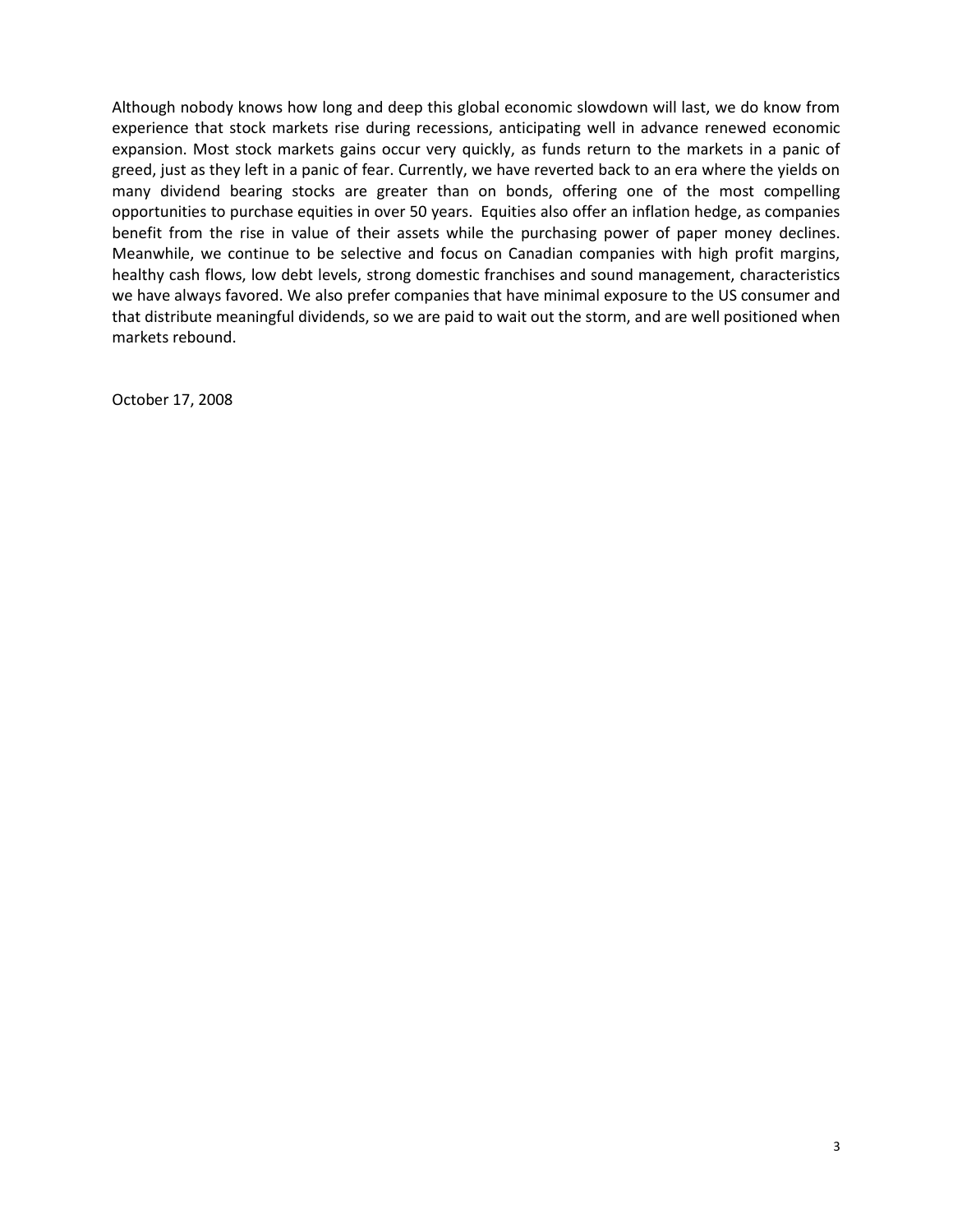Although nobody knows how long and deep this global economic slowdown will last, we do know from experience that stock markets rise during recessions, anticipating well in advance renewed economic expansion. Most stock markets gains occur very quickly, as funds return to the markets in a panic of greed, just as they left in a panic of fear. Currently, we have reverted back to an era where the yields on many dividend bearing stocks are greater than on bonds, offering one of the most compelling opportunities to purchase equities in over 50 years. Equities also offer an inflation hedge, as companies benefit from the rise in value of their assets while the purchasing power of paper money declines. Meanwhile, we continue to be selective and focus on Canadian companies with high profit margins, healthy cash flows, low debt levels, strong domestic franchises and sound management, characteristics we have always favored. We also prefer companies that have minimal exposure to the US consumer and that distribute meaningful dividends, so we are paid to wait out the storm, and are well positioned when markets rebound.

October 17, 2008